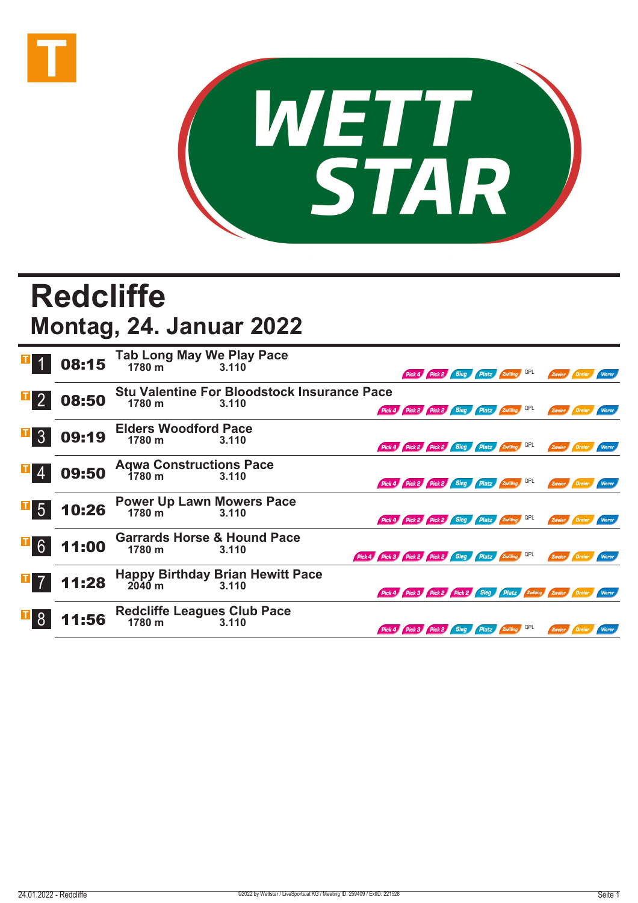WETT STAR

# Redcliffe

## Montag, 24. Januar 2022

| Nr. | Zeit | Rennen | Distanz | | Wetten |
|---|---|---|---|---|---|
| 1 | 08:15 | Tab Long May We Play Pace | 1780 m | 3.110 | Pick 4, Pick 2, Sieg, Platz, Zwilling, QPL, Zweier, Dreier, Vierer |
| 2 | 08:50 | Stu Valentine For Bloodstock Insurance Pace | 1780 m | 3.110 | Pick 4, Pick 2, Pick 2, Sieg, Platz, Zwilling, QPL, Zweier, Dreier, Vierer |
| 3 | 09:19 | Elders Woodford Pace | 1780 m | 3.110 | Pick 4, Pick 2, Pick 2, Sieg, Platz, Zwilling, QPL, Zweier, Dreier, Vierer |
| 4 | 09:50 | Aqwa Constructions Pace | 1780 m | 3.110 | Pick 4, Pick 2, Pick 2, Sieg, Platz, Zwilling, QPL, Zweier, Dreier, Vierer |
| 5 | 10:26 | Power Up Lawn Mowers Pace | 1780 m | 3.110 | Pick 4, Pick 2, Pick 2, Sieg, Platz, Zwilling, QPL, Zweier, Dreier, Vierer |
| 6 | 11:00 | Garrards Horse & Hound Pace | 1780 m | 3.110 | Pick 4, Pick 3, Pick 2, Pick 2, Sieg, Platz, Zwilling, QPL, Zweier, Dreier, Vierer |
| 7 | 11:28 | Happy Birthday Brian Hewitt Pace | 2040 m | 3.110 | Pick 4, Pick 3, Pick 2, Pick 2, Sieg, Platz, Zwilling, Zweier, Dreier, Vierer |
| 8 | 11:56 | Redcliffe Leagues Club Pace | 1780 m | 3.110 | Pick 4, Pick 3, Pick 2, Sieg, Platz, Zwilling, QPL, Zweier, Dreier, Vierer |

24.01.2022 - Redcliffe ©2022 by Wettstar / LiveSports.at KG / Meeting ID: 259409 / ExtID: 221528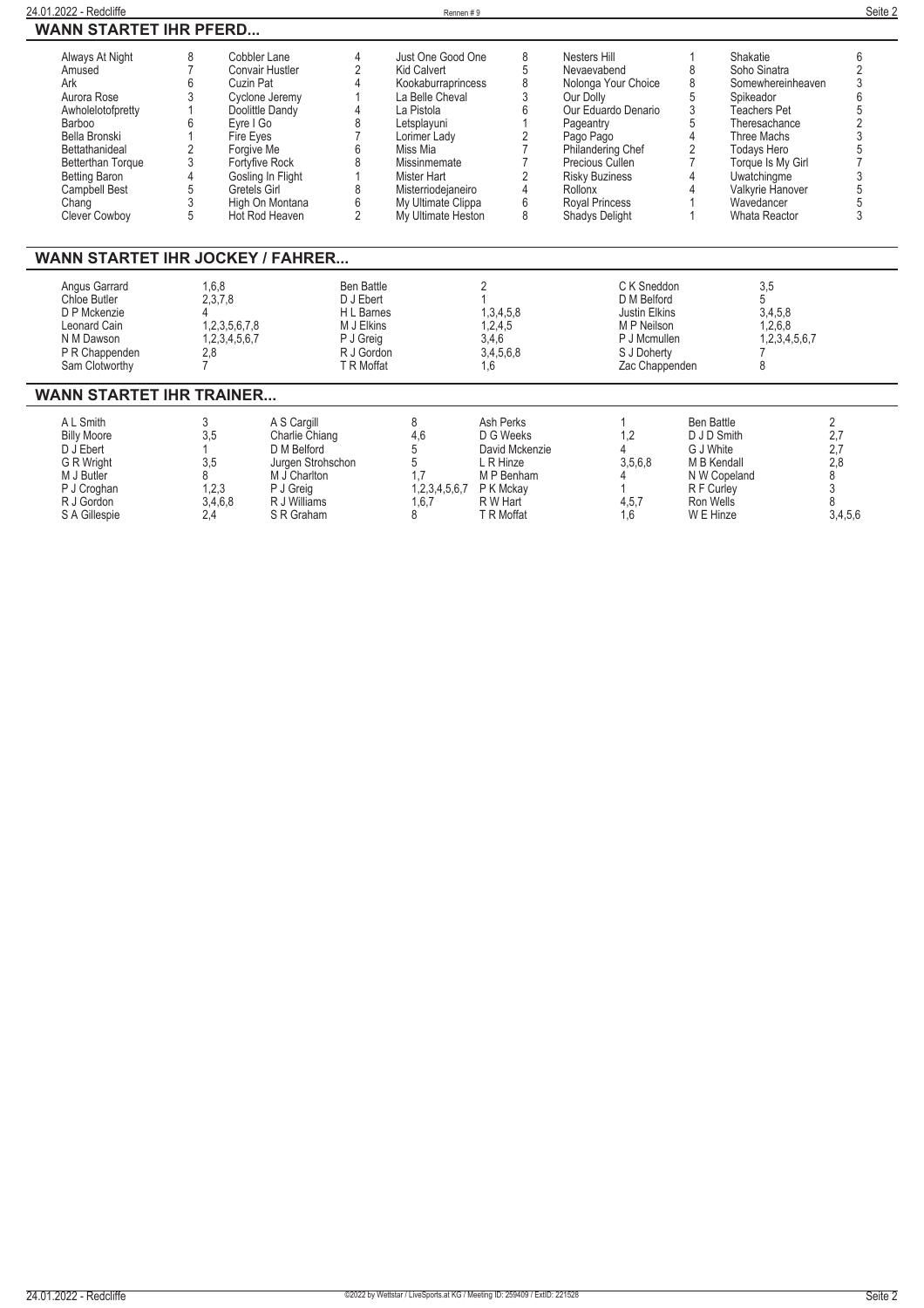## WANN STARTET IHR PFERD...

| | | | | | | | | | |
|---|---|---|---|---|---|---|---|---|---|
| Always At Night | 8 | Cobbler Lane | 4 | Just One Good One | 8 | Nesters Hill | 1 | Shakatie | 6 |
| Amused | 7 | Convair Hustler | 2 | Kid Calvert | 5 | Nevaevabend | 8 | Soho Sinatra | 2 |
| Ark | 6 | Cuzin Pat | 4 | Kookaburraprincess | 8 | Nolonga Your Choice | 8 | Somewhereinheaven | 3 |
| Aurora Rose | 3 | Cyclone Jeremy | 1 | La Belle Cheval | 3 | Our Dolly | 5 | Spikeador | 6 |
| Awholelotofpretty | 1 | Doolittle Dandy | 4 | La Pistola | 6 | Our Eduardo Denario | 3 | Teachers Pet | 5 |
| Barboo | 6 | Eyre I Go | 8 | Letsplayuni | 1 | Pageantry | 5 | Theresachance | 2 |
| Bella Bronski | 1 | Fire Eyes | 7 | Lorimer Lady | 2 | Pago Pago | 4 | Three Machs | 3 |
| Bettathanideal | 2 | Forgive Me | 6 | Miss Mia | 7 | Philandering Chef | 2 | Todays Hero | 5 |
| Betterthan Torque | 3 | Fortyfive Rock | 8 | Missinmemate | 7 | Precious Cullen | 7 | Torque Is My Girl | 7 |
| Betting Baron | 4 | Gosling In Flight | 1 | Mister Hart | 2 | Risky Buziness | 4 | Uwatchingme | 3 |
| Campbell Best | 5 | Gretels Girl | 8 | Misterriodejaneiro | 4 | Rollonx | 4 | Valkyrie Hanover | 5 |
| Chang | 3 | High On Montana | 6 | My Ultimate Clippa | 6 | Royal Princess | 1 | Wavedancer | 5 |
| Clever Cowboy | 5 | Hot Rod Heaven | 2 | My Ultimate Heston | 8 | Shadys Delight | 1 | Whata Reactor | 3 |

## WANN STARTET IHR JOCKEY / FAHRER...

| | | | | | |
|---|---|---|---|---|---|
| Angus Garrard | 1,6,8 | Ben Battle | 2 | C K Sneddon | 3,5 |
| Chloe Butler | 2,3,7,8 | D J Ebert | 1 | D M Belford | 5 |
| D P Mckenzie | 4 | H L Barnes | 1,3,4,5,8 | Justin Elkins | 3,4,5,8 |
| Leonard Cain | 1,2,3,5,6,7,8 | M J Elkins | 1,2,4,5 | M P Neilson | 1,2,6,8 |
| N M Dawson | 1,2,3,4,5,6,7 | P J Greig | 3,4,6 | P J Mcmullen | 1,2,3,4,5,6,7 |
| P R Chappenden | 2,8 | R J Gordon | 3,4,5,6,8 | S J Doherty | 7 |
| Sam Clotworthy | 7 | T R Moffat | 1,6 | Zac Chappenden | 8 |

## WANN STARTET IHR TRAINER...

| | | | | | | | | | |
|---|---|---|---|---|---|---|---|---|---|
| A L Smith | 3 | A S Cargill | 8 | Ash Perks | 1 | Ben Battle | 2 | | |
| Billy Moore | 3,5 | Charlie Chiang | 4,6 | D G Weeks | 1,2 | D J D Smith | 2,7 | | |
| D J Ebert | 1 | D M Belford | 5 | David Mckenzie | 4 | G J White | 2,7 | | |
| G R Wright | 3,5 | Jurgen Strohschon | 5 | L R Hinze | 3,5,6,8 | M B Kendall | 2,8 | | |
| M J Butler | 8 | M J Charlton | 1,7 | M P Benham | 4 | N W Copeland | 8 | | |
| P J Croghan | 1,2,3 | P J Greig | 1,2,3,4,5,6,7 | P K Mckay | 1 | R F Curley | 3 | | |
| R J Gordon | 3,4,6,8 | R J Williams | 1,6,7 | R W Hart | 4,5,7 | Ron Wells | 8 | | |
| S A Gillespie | 2,4 | S R Graham | 8 | T R Moffat | 1,6 | W E Hinze | 3,4,5,6 | | |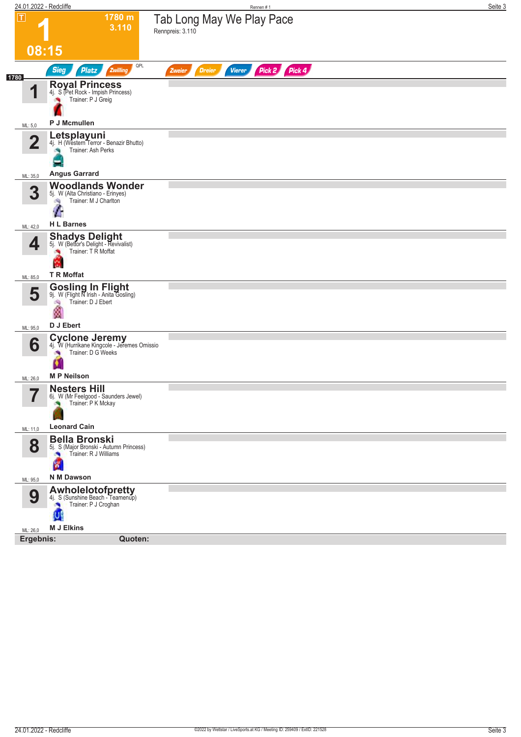# 1 — 08:15

**1780 m**
**3.110**

## Tab Long May We Play Pace

Rennpreis: 3.110

Sieg | Platz | Zwilling | QPL | Zweier | Dreier | Vierer | Pick 2 | Pick 4

**1780**

| Nr. | Pferd | Details | Trainer | Fahrer | ML |
|---|---|---|---|---|---|
| 1 | **Royal Princess** | 4j. S (Pet Rock - Impish Princess) | P J Greig | P J Mcmullen | 5,0 |
| 2 | **Letsplayuni** | 4j. H (Western Terror - Benazir Bhutto) | Ash Perks | Angus Garrard | 35,0 |
| 3 | **Woodlands Wonder** | 5j. W (Alta Christiano - Erinyes) | M J Charlton | H L Barnes | 42,0 |
| 4 | **Shadys Delight** | 5j. W (Bettor's Delight - Revivalist) | T R Moffat | T R Moffat | 85,0 |
| 5 | **Gosling In Flight** | 9j. W (Flight N Irish - Anita Gosling) | D J Ebert | D J Ebert | 95,0 |
| 6 | **Cyclone Jeremy** | 4j. W (Hurrikane Kingcole - Jeremes Omissio | D G Weeks | M P Neilson | 26,0 |
| 7 | **Nesters Hill** | 6j. W (Mr Feelgood - Saunders Jewel) | P K Mckay | Leonard Cain | 11,0 |
| 8 | **Bella Bronski** | 5j. S (Major Bronski - Autumn Princess) | R J Williams | N M Dawson | 95,0 |
| 9 | **Awholelotofpretty** | 4j. S (Sunshine Beach - Teamenup) | P J Croghan | M J Elkins | 26,0 |

**Ergebnis:** **Quoten:**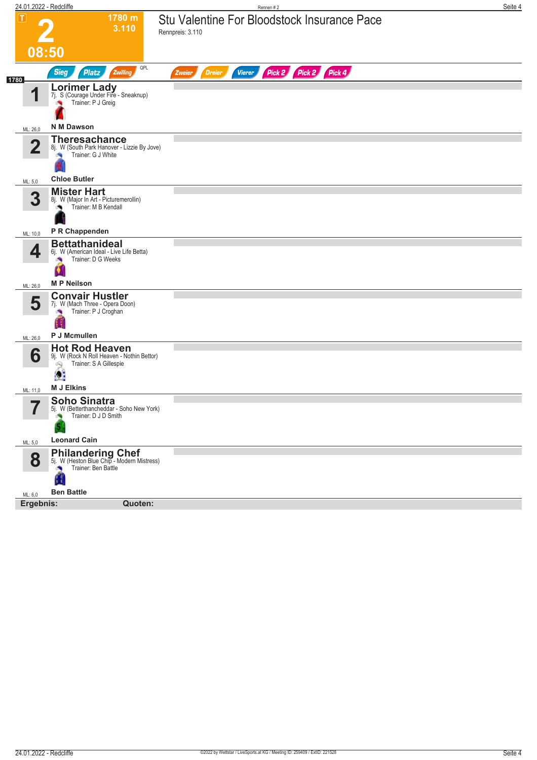**2** — 08:50 — 1780 m — 3.110

# Stu Valentine For Bloodstock Insurance Pace

Rennpreis: 3.110

Sieg | Platz | Zwilling | QPL | Zweier | Dreier | Vierer | Pick 2 | Pick 2 | Pick 4

**1780**

| Nr. | Pferd | Details | Trainer | Fahrer | ML |
|---|---|---|---|---|---|
| 1 | **Lorimer Lady** | 7j. S (Courage Under Fire - Sneaknup) | P J Greig | N M Dawson | 26,0 |
| 2 | **Theresachance** | 8j. W (South Park Hanover - Lizzie By Jove) | G J White | Chloe Butler | 5,0 |
| 3 | **Mister Hart** | 8j. W (Major In Art - Picturemerollin) | M B Kendall | P R Chappenden | 10,0 |
| 4 | **Bettathanideal** | 6j. W (American Ideal - Live Life Betta) | D G Weeks | M P Neilson | 26,0 |
| 5 | **Convair Hustler** | 7j. W (Mach Three - Opera Doon) | P J Croghan | P J Mcmullen | 26,0 |
| 6 | **Hot Rod Heaven** | 9j. W (Rock N Roll Heaven - Nothin Bettor) | S A Gillespie | M J Elkins | 11,0 |
| 7 | **Soho Sinatra** | 5j. W (Betterthancheddar - Soho New York) | D J D Smith | Leonard Cain | 5,0 |
| 8 | **Philandering Chef** | 5j. W (Heston Blue Chip - Modern Mistress) | Ben Battle | Ben Battle | 6,0 |

**Ergebnis:** **Quoten:**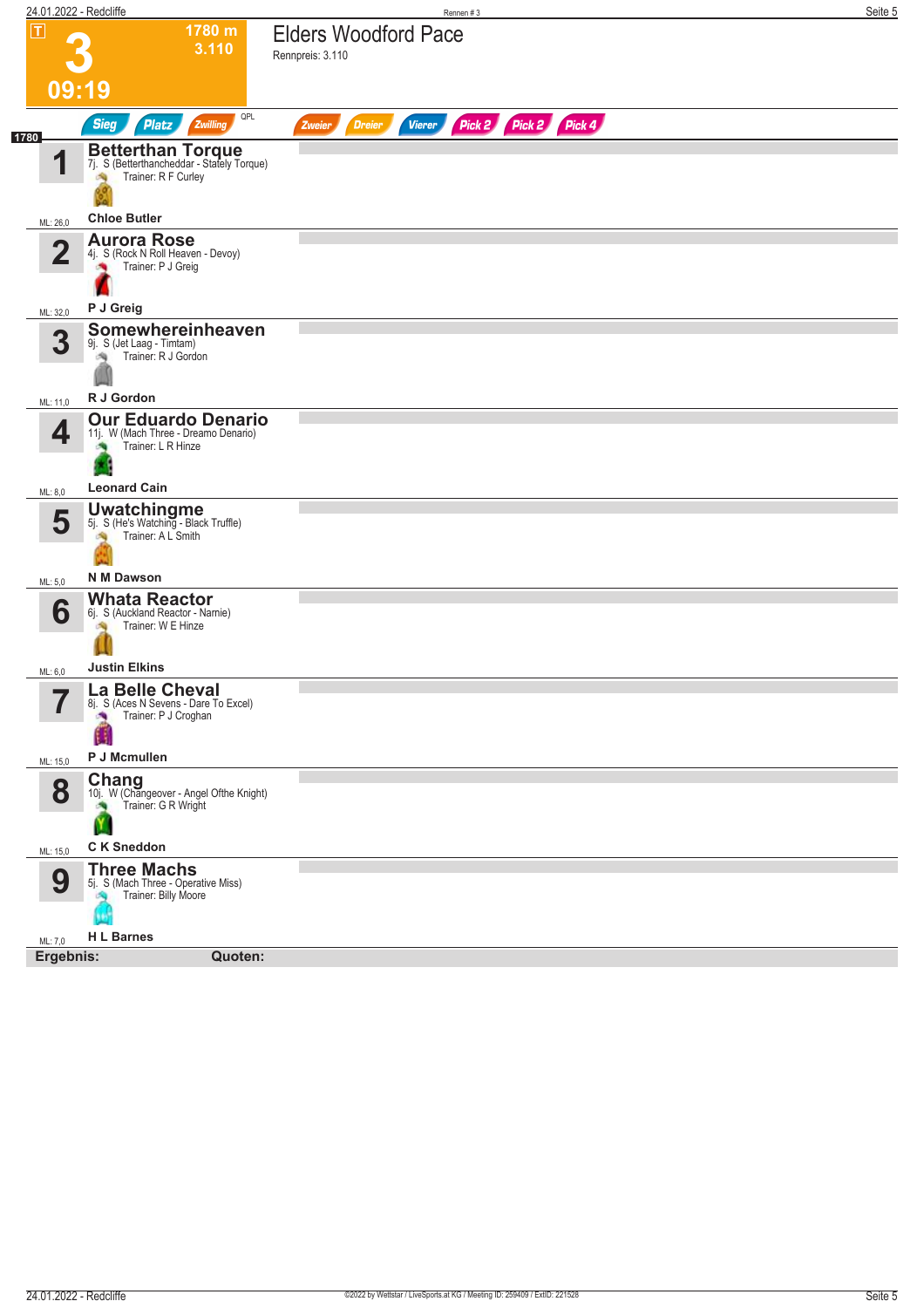# 3

1780 m
3.110

09:19

## Elders Woodford Pace

Rennpreis: 3.110

Sieg | Platz | Zwilling | QPL | Zweier | Dreier | Vierer | Pick 2 | Pick 2 | Pick 4

1780

| Nr. | Pferd | Details | Fahrer | ML |
|---|---|---|---|---|
| 1 | **Betterthan Torque** | 7j. S (Betterthancheddar - Stately Torque) Trainer: R F Curley | **Chloe Butler** | ML: 26,0 |
| 2 | **Aurora Rose** | 4j. S (Rock N Roll Heaven - Devoy) Trainer: P J Greig | **P J Greig** | ML: 32,0 |
| 3 | **Somewhereinheaven** | 9j. S (Jet Laag - Timtam) Trainer: R J Gordon | **R J Gordon** | ML: 11,0 |
| 4 | **Our Eduardo Denario** | 11j. W (Mach Three - Dreamo Denario) Trainer: L R Hinze | **Leonard Cain** | ML: 8,0 |
| 5 | **Uwatchingme** | 5j. S (He's Watching - Black Truffle) Trainer: A L Smith | **N M Dawson** | ML: 5,0 |
| 6 | **Whata Reactor** | 6j. S (Auckland Reactor - Narnie) Trainer: W E Hinze | **Justin Elkins** | ML: 6,0 |
| 7 | **La Belle Cheval** | 8j. S (Aces N Sevens - Dare To Excel) Trainer: P J Croghan | **P J Mcmullen** | ML: 15,0 |
| 8 | **Chang** | 10j. W (Changeover - Angel Ofthe Knight) Trainer: G R Wright | **C K Sneddon** | ML: 15,0 |
| 9 | **Three Machs** | 5j. S (Mach Three - Operative Miss) Trainer: Billy Moore | **H L Barnes** | ML: 7,0 |

**Ergebnis:** **Quoten:**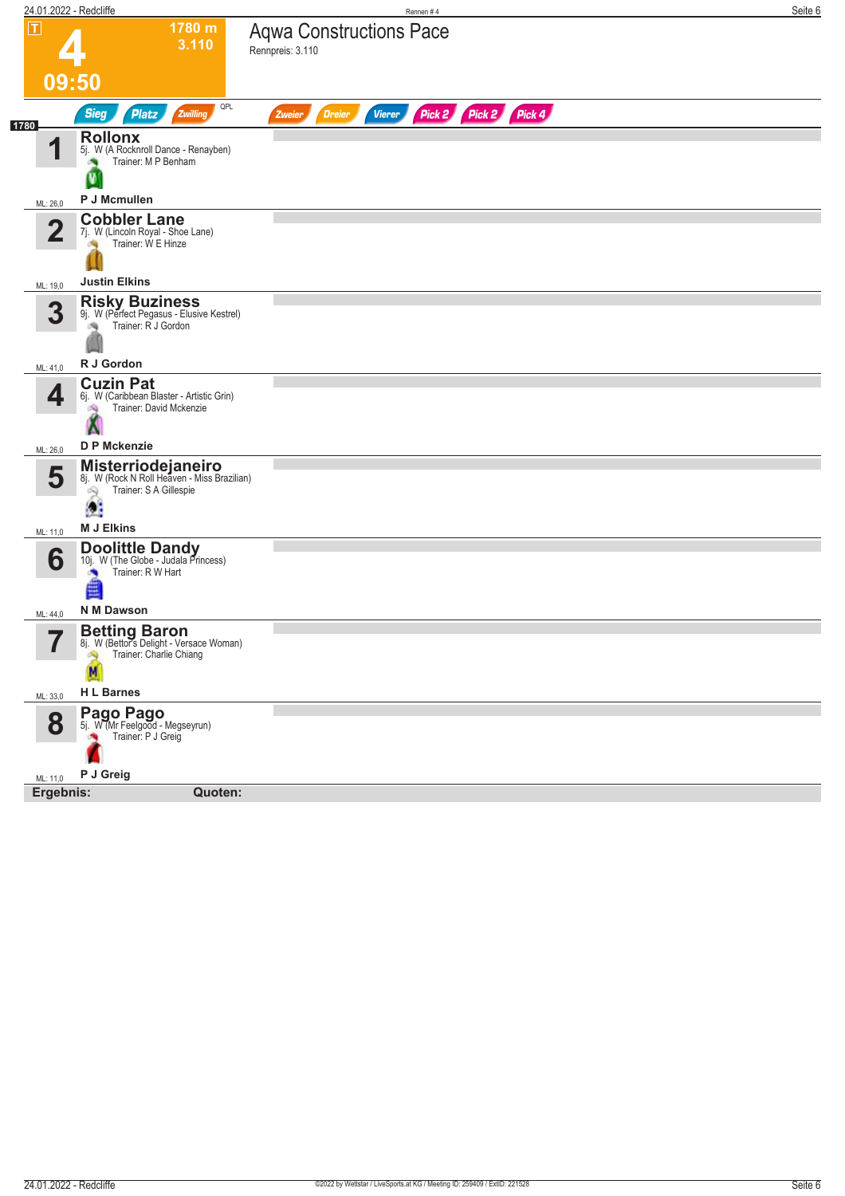# 4 — Aqwa Constructions Pace

T | 1780 m | 3.110 | 09:50

Rennpreis: 3.110

Sieg | Platz | Zwilling | QPL | Zweier | Dreier | Vierer | Pick 2 | Pick 2 | Pick 4

1780

| Nr. | Pferd | Details | Fahrer | ML |
|---|---|---|---|---|
| 1 | **Rollonx** | 5j. W (A Rocknroll Dance - Renayben) Trainer: M P Benham | P J Mcmullen | 26,0 |
| 2 | **Cobbler Lane** | 7j. W (Lincoln Royal - Shoe Lane) Trainer: W E Hinze | Justin Elkins | 19,0 |
| 3 | **Risky Buziness** | 9j. W (Perfect Pegasus - Elusive Kestrel) Trainer: R J Gordon | R J Gordon | 41,0 |
| 4 | **Cuzin Pat** | 6j. W (Caribbean Blaster - Artistic Grin) Trainer: David Mckenzie | D P Mckenzie | 26,0 |
| 5 | **Misterriodejaneiro** | 8j. W (Rock N Roll Heaven - Miss Brazilian) Trainer: S A Gillespie | M J Elkins | 11,0 |
| 6 | **Doolittle Dandy** | 10j. W (The Globe - Judala Princess) Trainer: R W Hart | N M Dawson | 44,0 |
| 7 | **Betting Baron** | 8j. W (Bettor's Delight - Versace Woman) Trainer: Charlie Chiang | H L Barnes | 33,0 |
| 8 | **Pago Pago** | 5j. W (Mr Feelgood - Megseyrun) Trainer: P J Greig | P J Greig | 11,0 |

**Ergebnis:** **Quoten:**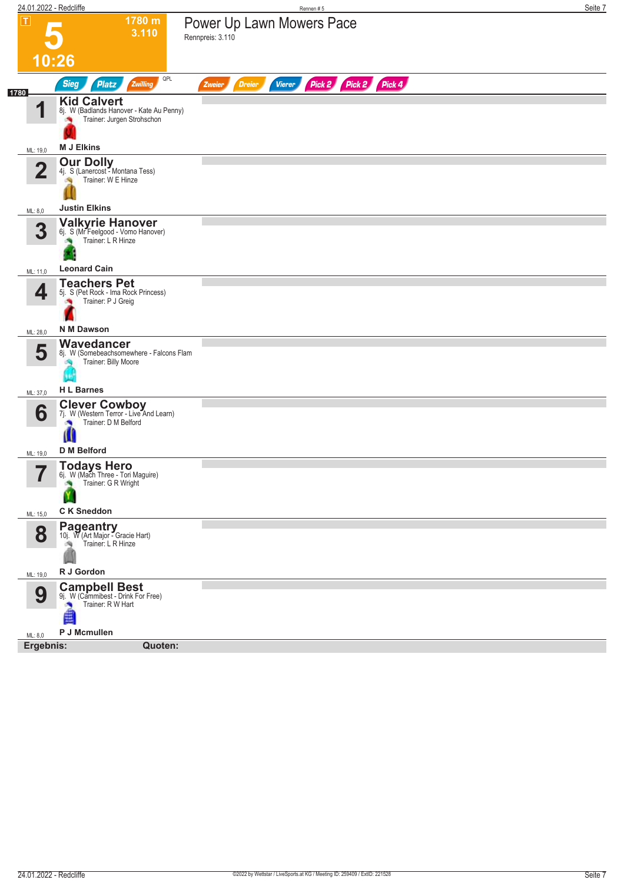# 5 — Power Up Lawn Mowers Pace

**10:26** | **1780 m** | **3.110**

Rennpreis: 3.110

Sieg | Platz | Zwilling | QPL | Zweier | Dreier | Vierer | Pick 2 | Pick 2 | Pick 4

**1780**

| Nr. | Pferd | ML |
|---|---|---|
| 1 | **Kid Calvert**<br>8j. W (Badlands Hanover - Kate Au Penny)<br>Trainer: Jurgen Strohschon<br>**M J Elkins** | ML: 19,0 |
| 2 | **Our Dolly**<br>4j. S (Lanercost - Montana Tess)<br>Trainer: W E Hinze<br>**Justin Elkins** | ML: 8,0 |
| 3 | **Valkyrie Hanover**<br>6j. S (Mr Feelgood - Vomo Hanover)<br>Trainer: L R Hinze<br>**Leonard Cain** | ML: 11,0 |
| 4 | **Teachers Pet**<br>5j. S (Pet Rock - Ima Rock Princess)<br>Trainer: P J Greig<br>**N M Dawson** | ML: 28,0 |
| 5 | **Wavedancer**<br>8j. W (Somebeachsomewhere - Falcons Flam<br>Trainer: Billy Moore<br>**H L Barnes** | ML: 37,0 |
| 6 | **Clever Cowboy**<br>7j. W (Western Terror - Live And Learn)<br>Trainer: D M Belford<br>**D M Belford** | ML: 19,0 |
| 7 | **Todays Hero**<br>6j. W (Mach Three - Tori Maguire)<br>Trainer: G R Wright<br>**C K Sneddon** | ML: 15,0 |
| 8 | **Pageantry**<br>10j. W (Art Major - Gracie Hart)<br>Trainer: L R Hinze<br>**R J Gordon** | ML: 19,0 |
| 9 | **Campbell Best**<br>9j. W (Cammibest - Drink For Free)<br>Trainer: R W Hart<br>**P J Mcmullen** | ML: 8,0 |

**Ergebnis:** **Quoten:**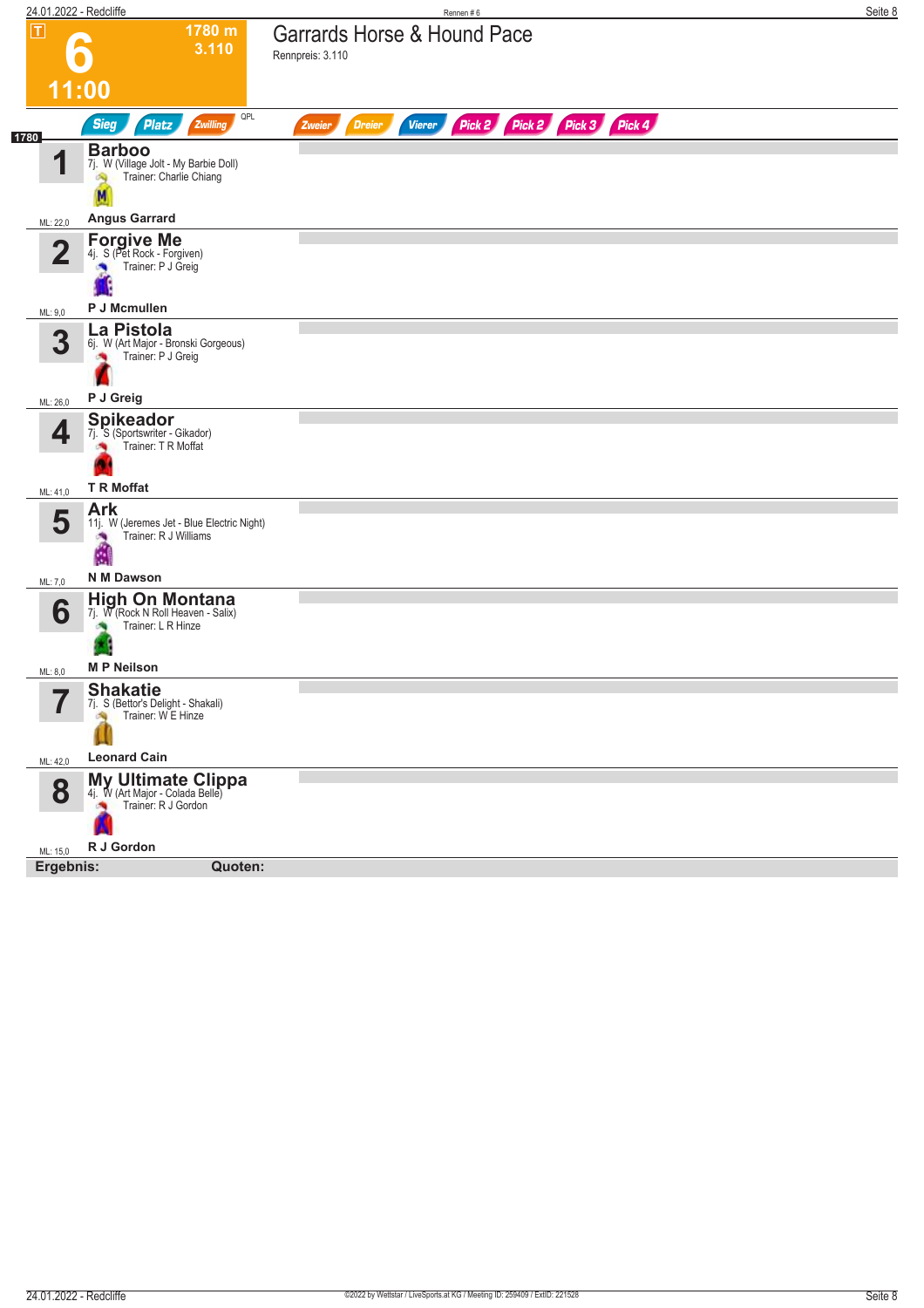# 6 — Garrards Horse & Hound Pace

T | 1780 m | 3.110 | 11:00

Rennpreis: 3.110

Sieg | Platz | Zwilling | QPL | Zweier | Dreier | Vierer | Pick 2 | Pick 2 | Pick 3 | Pick 4

**1780**

| Nr. | Pferd | ML |
|---|---|---|
| 1 | **Barboo** 7j. W (Village Jolt - My Barbie Doll) Trainer: Charlie Chiang — **Angus Garrard** | ML: 22,0 |
| 2 | **Forgive Me** 4j. S (Pet Rock - Forgiven) Trainer: P J Greig — **P J Mcmullen** | ML: 9,0 |
| 3 | **La Pistola** 6j. W (Art Major - Bronski Gorgeous) Trainer: P J Greig — **P J Greig** | ML: 26,0 |
| 4 | **Spikeador** 7j. S (Sportswriter - Gikador) Trainer: T R Moffat — **T R Moffat** | ML: 41,0 |
| 5 | **Ark** 11j. W (Jeremes Jet - Blue Electric Night) Trainer: R J Williams — **N M Dawson** | ML: 7,0 |
| 6 | **High On Montana** 7j. W (Rock N Roll Heaven - Salix) Trainer: L R Hinze — **M P Neilson** | ML: 8,0 |
| 7 | **Shakatie** 7j. S (Bettor's Delight - Shakali) Trainer: W E Hinze — **Leonard Cain** | ML: 42,0 |
| 8 | **My Ultimate Clippa** 4j. W (Art Major - Colada Belle) Trainer: R J Gordon — **R J Gordon** | ML: 15,0 |

**Ergebnis:** **Quoten:**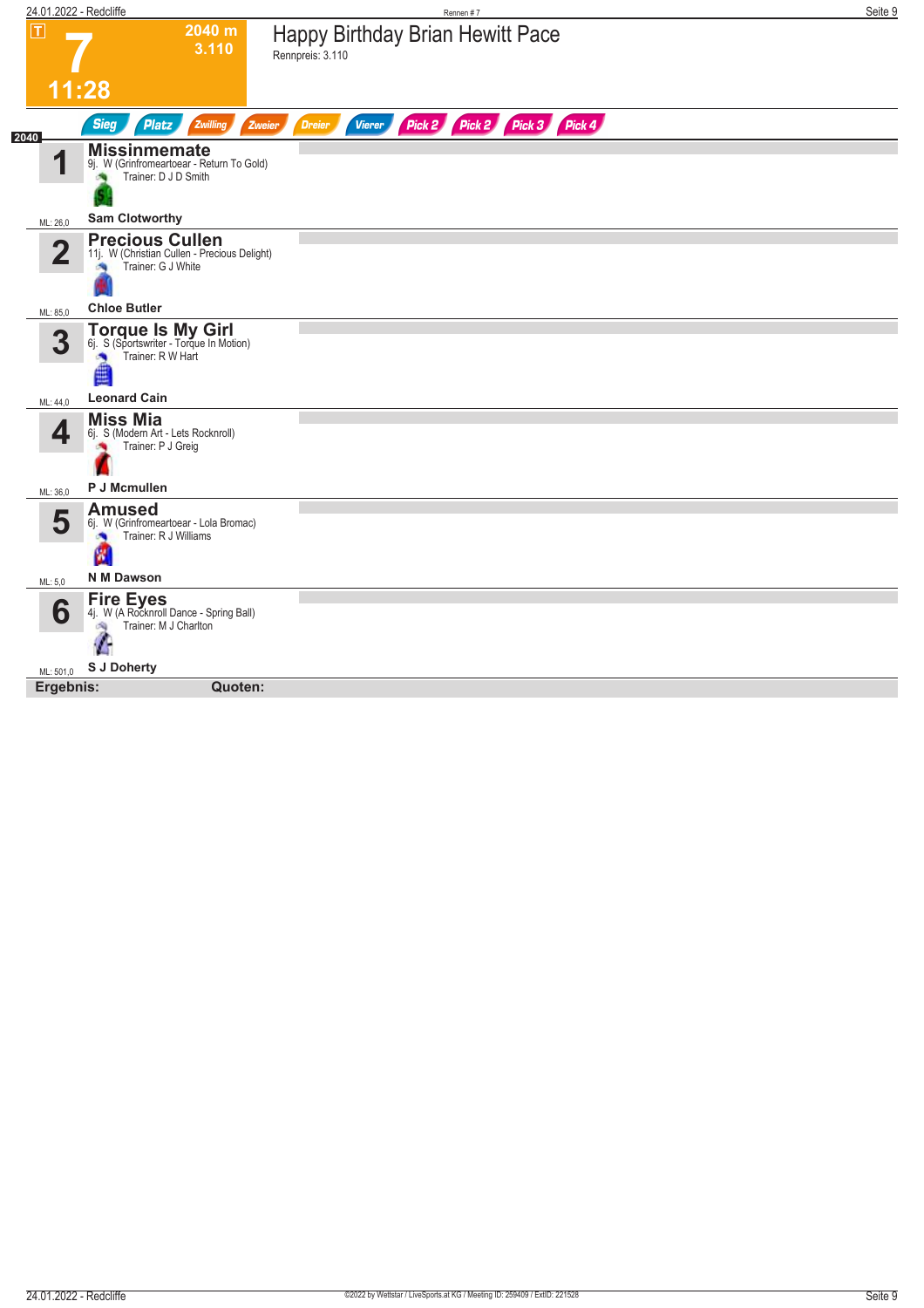# 7

**2040 m**
**3.110**

**11:28**

## Happy Birthday Brian Hewitt Pace

Rennpreis: 3.110

Sieg | Platz | Zwilling | Zweier | Dreier | Vierer | Pick 2 | Pick 2 | Pick 3 | Pick 4

2040

| Nr. | Pferd | ML |
|---|---|---|
| 1 | **Missinmemate**<br>9j. W (Grinfromeartoear - Return To Gold)<br>Trainer: D J D Smith<br>**Sam Clotworthy** | ML: 26,0 |
| 2 | **Precious Cullen**<br>11j. W (Christian Cullen - Precious Delight)<br>Trainer: G J White<br>**Chloe Butler** | ML: 85,0 |
| 3 | **Torque Is My Girl**<br>6j. S (Sportswriter - Torque In Motion)<br>Trainer: R W Hart<br>**Leonard Cain** | ML: 44,0 |
| 4 | **Miss Mia**<br>6j. S (Modern Art - Lets Rocknroll)<br>Trainer: P J Greig<br>**P J Mcmullen** | ML: 36,0 |
| 5 | **Amused**<br>6j. W (Grinfromeartoear - Lola Bromac)<br>Trainer: R J Williams<br>**N M Dawson** | ML: 5,0 |
| 6 | **Fire Eyes**<br>4j. W (A Rocknroll Dance - Spring Ball)<br>Trainer: M J Charlton<br>**S J Doherty** | ML: 501,0 |

**Ergebnis:** **Quoten:**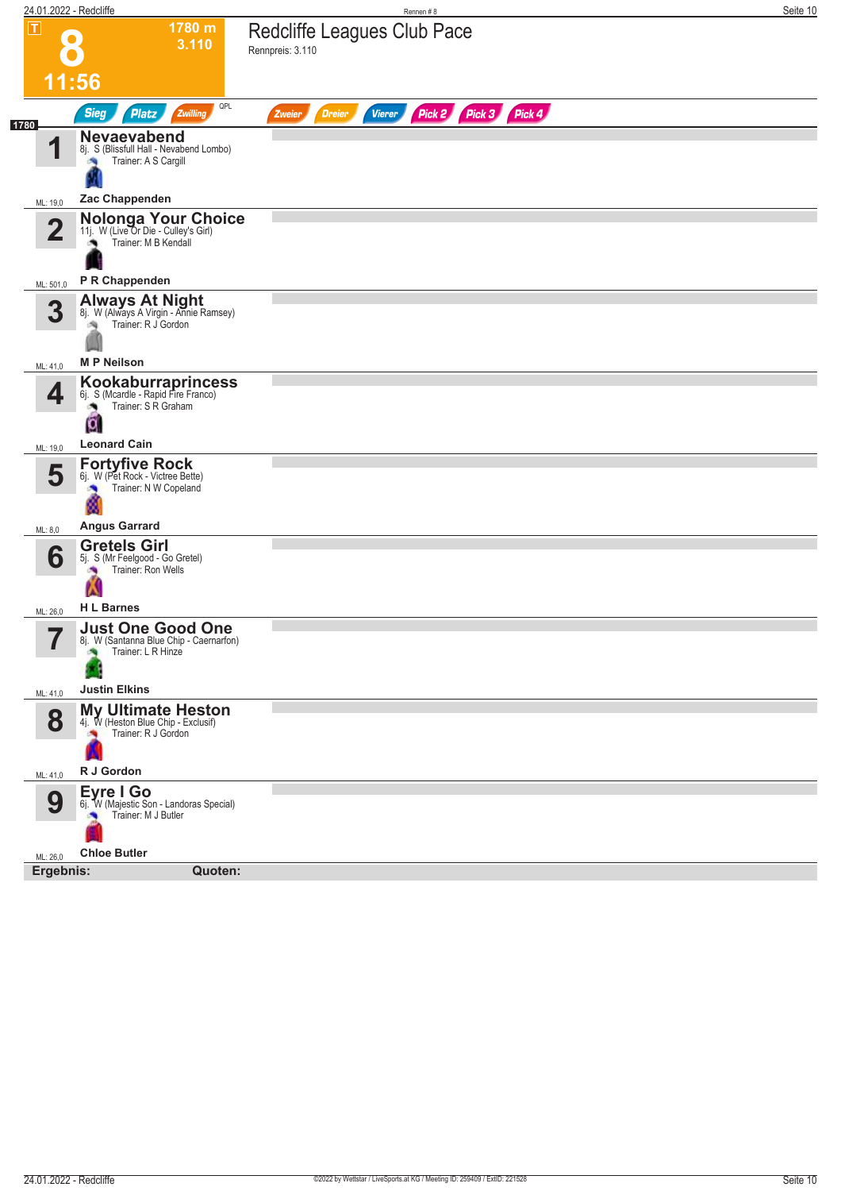# 8

1780 m
3.110

11:56

## Redcliffe Leagues Club Pace

Rennpreis: 3.110

Sieg | Platz | Zwilling | QPL | Zweier | Dreier | Vierer | Pick 2 | Pick 3 | Pick 4

1780

**1 Nevaevabend**
8j. S (Blissfull Hall - Nevabend Lombo)
Trainer: A S Cargill
ML: 19,0
**Zac Chappenden**

**2 Nolonga Your Choice**
11j. W (Live Or Die - Culley's Girl)
Trainer: M B Kendall
ML: 501,0
**P R Chappenden**

**3 Always At Night**
8j. W (Always A Virgin - Annie Ramsey)
Trainer: R J Gordon
ML: 41,0
**M P Neilson**

**4 Kookaburraprincess**
6j. S (Mcardle - Rapid Fire Franco)
Trainer: S R Graham
ML: 19,0
**Leonard Cain**

**5 Fortyfive Rock**
6j. W (Pet Rock - Victree Bette)
Trainer: N W Copeland
ML: 8,0
**Angus Garrard**

**6 Gretels Girl**
5j. S (Mr Feelgood - Go Gretel)
Trainer: Ron Wells
ML: 26,0
**H L Barnes**

**7 Just One Good One**
8j. W (Santanna Blue Chip - Caernarfon)
Trainer: L R Hinze
ML: 41,0
**Justin Elkins**

**8 My Ultimate Heston**
4j. W (Heston Blue Chip - Exclusif)
Trainer: R J Gordon
ML: 41,0
**R J Gordon**

**9 Eyre I Go**
6j. W (Majestic Son - Landoras Special)
Trainer: M J Butler
ML: 26,0
**Chloe Butler**

**Ergebnis:** **Quoten:**